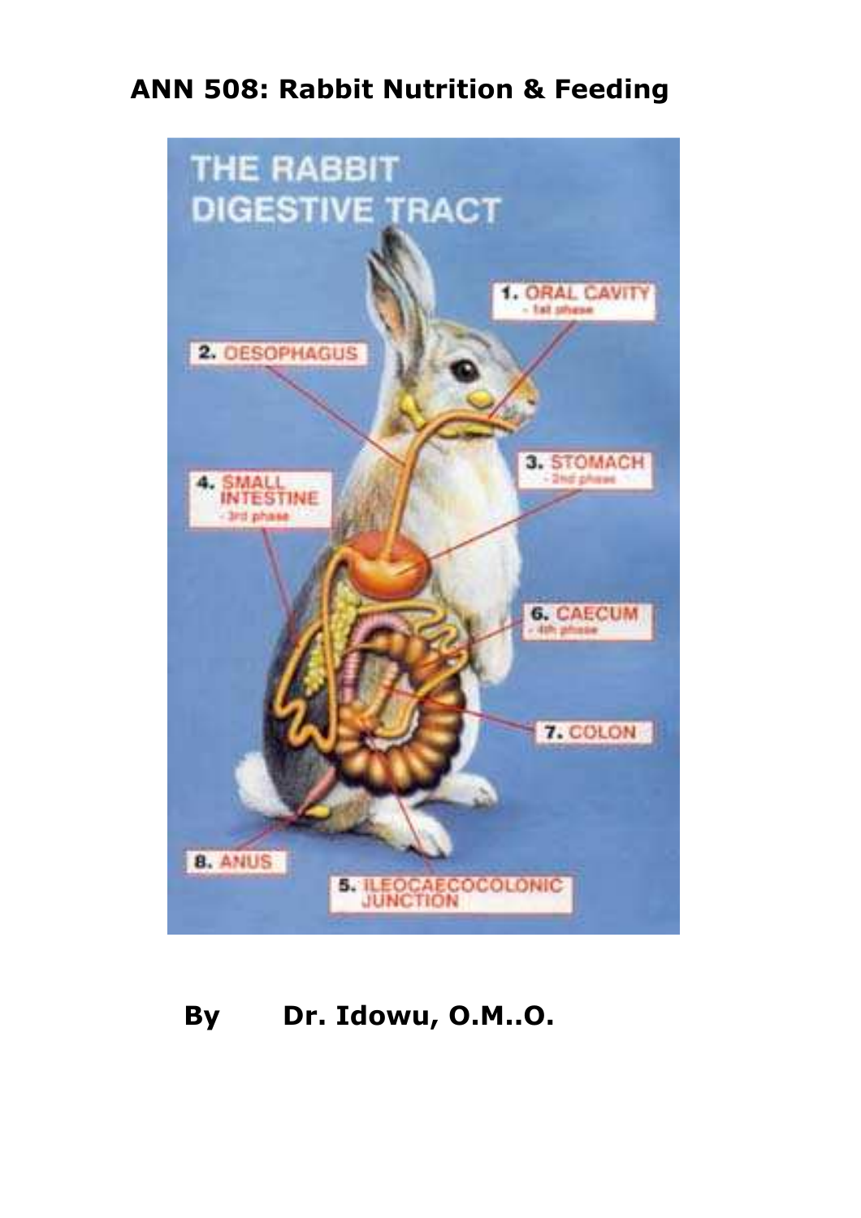# ANN 508: Rabbit Nutrition & Feeding

THE RABBIT DIGESTIVE TRACT

1. ORAL CAVITY - 1st phase
2. OESOPHAGUS
3. STOMACH - 2nd phase
4. SMALL INTESTINE - 3rd phase
5. ILEOCAECOCOLONIC JUNCTION
6. CAECUM - 4th phase
7. COLON
8. ANUS

**By Dr. Idowu, O.M..O.**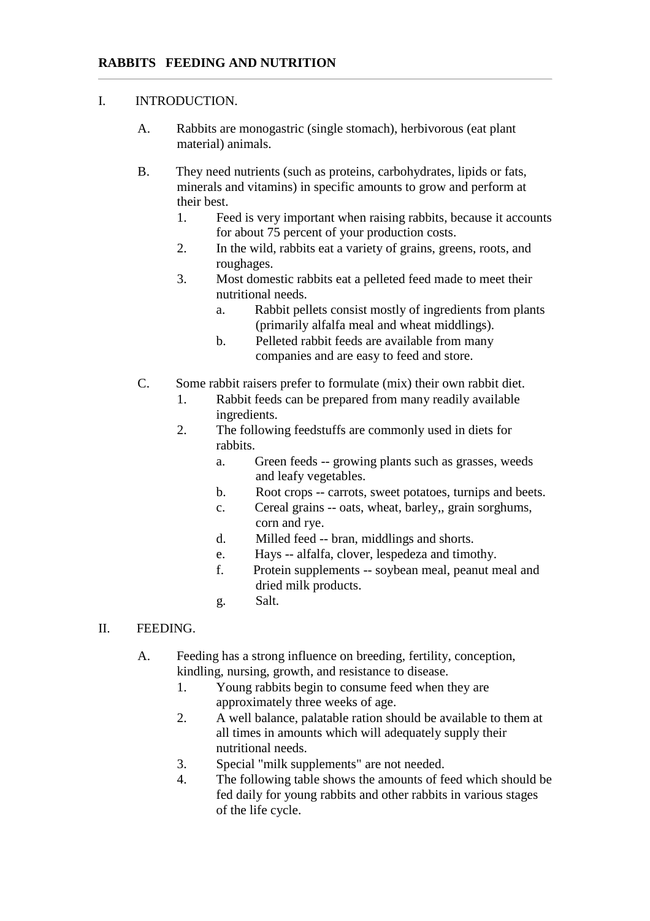**RABBITS FEEDING AND NUTRITION**

---

I. INTRODUCTION.

A. Rabbits are monogastric (single stomach), herbivorous (eat plant material) animals.

B. They need nutrients (such as proteins, carbohydrates, lipids or fats, minerals and vitamins) in specific amounts to grow and perform at their best.

1. Feed is very important when raising rabbits, because it accounts for about 75 percent of your production costs.
2. In the wild, rabbits eat a variety of grains, greens, roots, and roughages.
3. Most domestic rabbits eat a pelleted feed made to meet their nutritional needs.
   a. Rabbit pellets consist mostly of ingredients from plants (primarily alfalfa meal and wheat middlings).
   b. Pelleted rabbit feeds are available from many companies and are easy to feed and store.

C. Some rabbit raisers prefer to formulate (mix) their own rabbit diet.

1. Rabbit feeds can be prepared from many readily available ingredients.
2. The following feedstuffs are commonly used in diets for rabbits.
   a. Green feeds -- growing plants such as grasses, weeds and leafy vegetables.
   b. Root crops -- carrots, sweet potatoes, turnips and beets.
   c. Cereal grains -- oats, wheat, barley,, grain sorghums, corn and rye.
   d. Milled feed -- bran, middlings and shorts.
   e. Hays -- alfalfa, clover, lespedeza and timothy.
   f. Protein supplements -- soybean meal, peanut meal and dried milk products.
   g. Salt.

II. FEEDING.

A. Feeding has a strong influence on breeding, fertility, conception, kindling, nursing, growth, and resistance to disease.

1. Young rabbits begin to consume feed when they are approximately three weeks of age.
2. A well balance, palatable ration should be available to them at all times in amounts which will adequately supply their nutritional needs.
3. Special "milk supplements" are not needed.
4. The following table shows the amounts of feed which should be fed daily for young rabbits and other rabbits in various stages of the life cycle.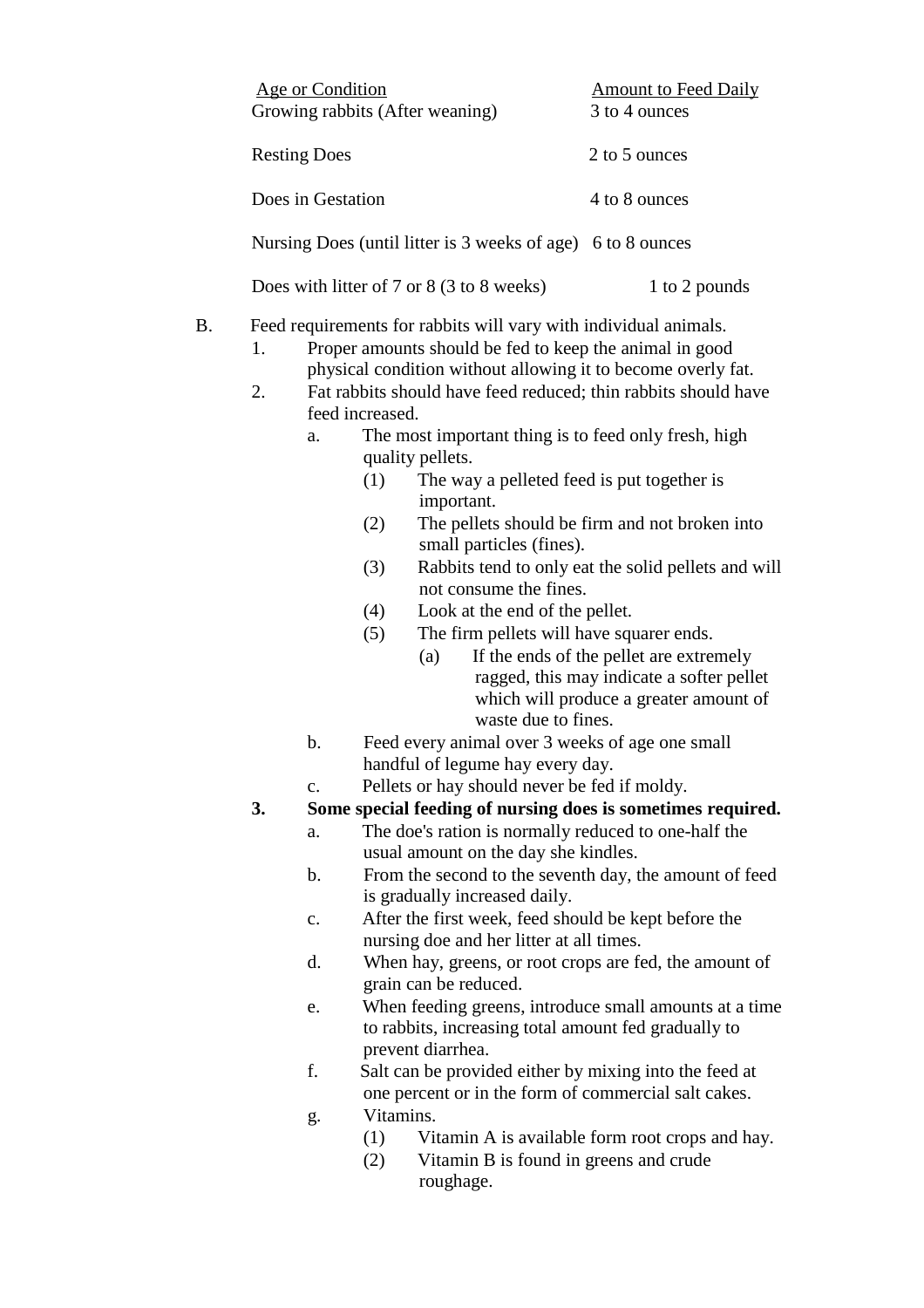| Age or Condition | Amount to Feed Daily |
|---|---|
| Growing rabbits (After weaning) | 3 to 4 ounces |
| Resting Does | 2 to 5 ounces |
| Does in Gestation | 4 to 8 ounces |
| Nursing Does (until litter is 3 weeks of age) | 6 to 8 ounces |
| Does with litter of 7 or 8 (3 to 8 weeks) | 1 to 2 pounds |

B. Feed requirements for rabbits will vary with individual animals.
   1. Proper amounts should be fed to keep the animal in good physical condition without allowing it to become overly fat.
   2. Fat rabbits should have feed reduced; thin rabbits should have feed increased.
      a. The most important thing is to feed only fresh, high quality pellets.
         (1) The way a pelleted feed is put together is important.
         (2) The pellets should be firm and not broken into small particles (fines).
         (3) Rabbits tend to only eat the solid pellets and will not consume the fines.
         (4) Look at the end of the pellet.
         (5) The firm pellets will have squarer ends.
            (a) If the ends of the pellet are extremely ragged, this may indicate a softer pellet which will produce a greater amount of waste due to fines.
      b. Feed every animal over 3 weeks of age one small handful of legume hay every day.
      c. Pellets or hay should never be fed if moldy.
   **3. Some special feeding of nursing does is sometimes required.**
      a. The doe's ration is normally reduced to one-half the usual amount on the day she kindles.
      b. From the second to the seventh day, the amount of feed is gradually increased daily.
      c. After the first week, feed should be kept before the nursing doe and her litter at all times.
      d. When hay, greens, or root crops are fed, the amount of grain can be reduced.
      e. When feeding greens, introduce small amounts at a time to rabbits, increasing total amount fed gradually to prevent diarrhea.
      f. Salt can be provided either by mixing into the feed at one percent or in the form of commercial salt cakes.
      g. Vitamins.
         (1) Vitamin A is available form root crops and hay.
         (2) Vitamin B is found in greens and crude roughage.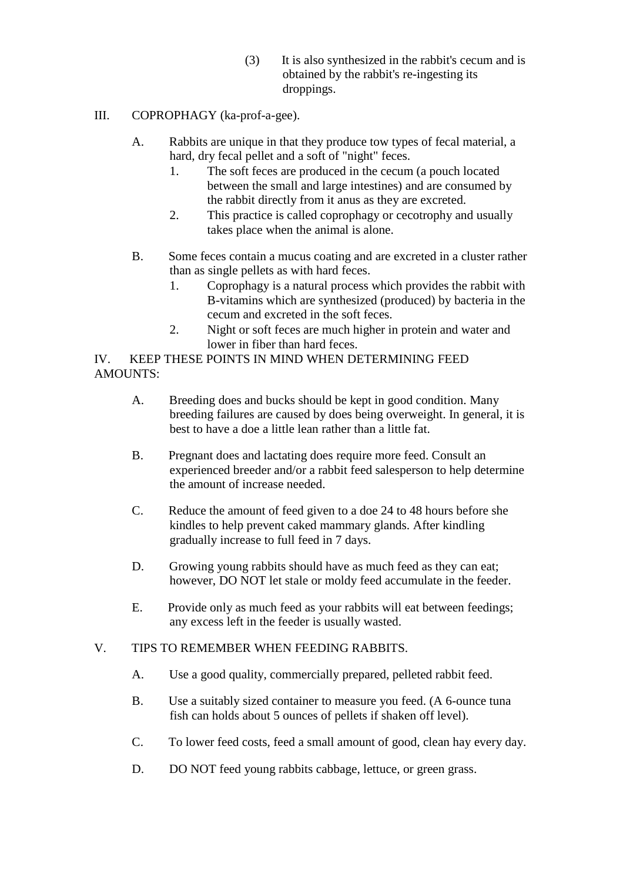(3) It is also synthesized in the rabbit's cecum and is obtained by the rabbit's re-ingesting its droppings.

III. COPROPHAGY (ka-prof-a-gee).

A. Rabbits are unique in that they produce tow types of fecal material, a hard, dry fecal pellet and a soft of "night" feces.

1. The soft feces are produced in the cecum (a pouch located between the small and large intestines) and are consumed by the rabbit directly from it anus as they are excreted.
2. This practice is called coprophagy or cecotrophy and usually takes place when the animal is alone.

B. Some feces contain a mucus coating and are excreted in a cluster rather than as single pellets as with hard feces.

1. Coprophagy is a natural process which provides the rabbit with B-vitamins which are synthesized (produced) by bacteria in the cecum and excreted in the soft feces.
2. Night or soft feces are much higher in protein and water and lower in fiber than hard feces.

IV. KEEP THESE POINTS IN MIND WHEN DETERMINING FEED AMOUNTS:

A. Breeding does and bucks should be kept in good condition. Many breeding failures are caused by does being overweight. In general, it is best to have a doe a little lean rather than a little fat.

B. Pregnant does and lactating does require more feed. Consult an experienced breeder and/or a rabbit feed salesperson to help determine the amount of increase needed.

C. Reduce the amount of feed given to a doe 24 to 48 hours before she kindles to help prevent caked mammary glands. After kindling gradually increase to full feed in 7 days.

D. Growing young rabbits should have as much feed as they can eat; however, DO NOT let stale or moldy feed accumulate in the feeder.

E. Provide only as much feed as your rabbits will eat between feedings; any excess left in the feeder is usually wasted.

V. TIPS TO REMEMBER WHEN FEEDING RABBITS.

A. Use a good quality, commercially prepared, pelleted rabbit feed.

B. Use a suitably sized container to measure you feed. (A 6-ounce tuna fish can holds about 5 ounces of pellets if shaken off level).

C. To lower feed costs, feed a small amount of good, clean hay every day.

D. DO NOT feed young rabbits cabbage, lettuce, or green grass.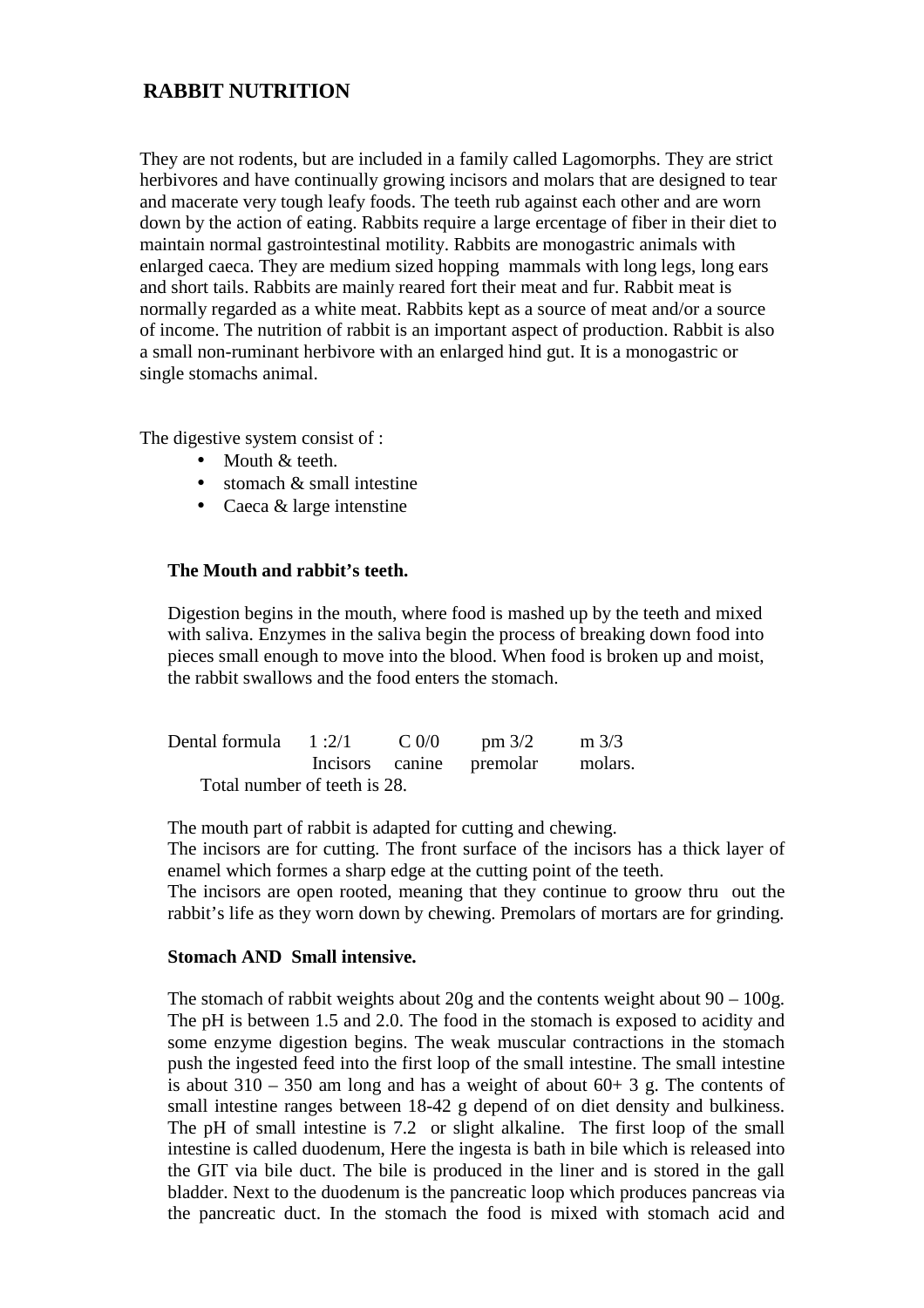## RABBIT NUTRITION

They are not rodents, but are included in a family called Lagomorphs. They are strict herbivores and have continually growing incisors and molars that are designed to tear and macerate very tough leafy foods. The teeth rub against each other and are worn down by the action of eating. Rabbits require a large ercentage of fiber in their diet to maintain normal gastrointestinal motility. Rabbits are monogastric animals with enlarged caeca. They are medium sized hopping mammals with long legs, long ears and short tails. Rabbits are mainly reared fort their meat and fur. Rabbit meat is normally regarded as a white meat. Rabbits kept as a source of meat and/or a source of income. The nutrition of rabbit is an important aspect of production. Rabbit is also a small non-ruminant herbivore with an enlarged hind gut. It is a monogastric or single stomachs animal.

The digestive system consist of :

- Mouth & teeth.
- stomach & small intestine
- Caeca & large intenstine

**The Mouth and rabbit's teeth.**

Digestion begins in the mouth, where food is mashed up by the teeth and mixed with saliva. Enzymes in the saliva begin the process of breaking down food into pieces small enough to move into the blood. When food is broken up and moist, the rabbit swallows and the food enters the stomach.

| Dental formula | 1 :2/1 | C 0/0 | pm 3/2 | m 3/3 |
|---|---|---|---|---|
| | Incisors | canine | premolar | molars. |

Total number of teeth is 28.

The mouth part of rabbit is adapted for cutting and chewing.
The incisors are for cutting. The front surface of the incisors has a thick layer of enamel which formes a sharp edge at the cutting point of the teeth.
The incisors are open rooted, meaning that they continue to groow thru out the rabbit's life as they worn down by chewing. Premolars of mortars are for grinding.

**Stomach AND Small intensive.**

The stomach of rabbit weights about 20g and the contents weight about 90 – 100g. The pH is between 1.5 and 2.0. The food in the stomach is exposed to acidity and some enzyme digestion begins. The weak muscular contractions in the stomach push the ingested feed into the first loop of the small intestine. The small intestine is about 310 – 350 am long and has a weight of about 60+ 3 g. The contents of small intestine ranges between 18-42 g depend of on diet density and bulkiness. The pH of small intestine is 7.2 or slight alkaline. The first loop of the small intestine is called duodenum, Here the ingesta is bath in bile which is released into the GIT via bile duct. The bile is produced in the liner and is stored in the gall bladder. Next to the duodenum is the pancreatic loop which produces pancreas via the pancreatic duct. In the stomach the food is mixed with stomach acid and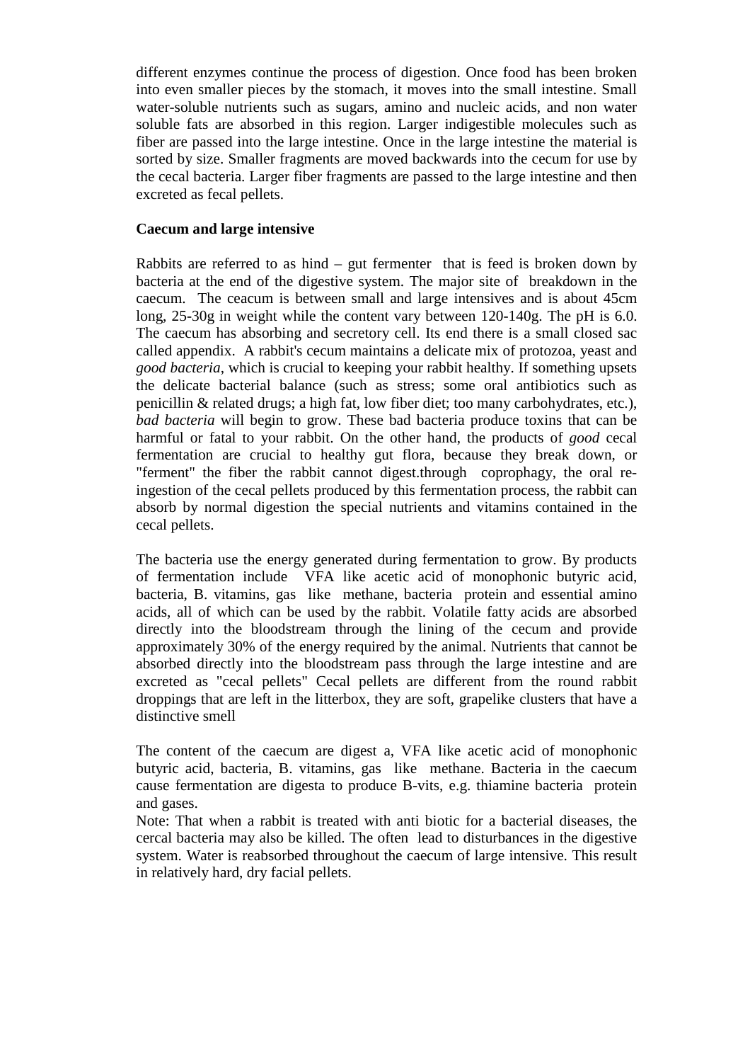different enzymes continue the process of digestion. Once food has been broken into even smaller pieces by the stomach, it moves into the small intestine. Small water-soluble nutrients such as sugars, amino and nucleic acids, and non water soluble fats are absorbed in this region. Larger indigestible molecules such as fiber are passed into the large intestine. Once in the large intestine the material is sorted by size. Smaller fragments are moved backwards into the cecum for use by the cecal bacteria. Larger fiber fragments are passed to the large intestine and then excreted as fecal pellets.

**Caecum and large intensive**

Rabbits are referred to as hind – gut fermenter that is feed is broken down by bacteria at the end of the digestive system. The major site of breakdown in the caecum. The ceacum is between small and large intensives and is about 45cm long, 25-30g in weight while the content vary between 120-140g. The pH is 6.0. The caecum has absorbing and secretory cell. Its end there is a small closed sac called appendix. A rabbit's cecum maintains a delicate mix of protozoa, yeast and *good bacteria*, which is crucial to keeping your rabbit healthy. If something upsets the delicate bacterial balance (such as stress; some oral antibiotics such as penicillin & related drugs; a high fat, low fiber diet; too many carbohydrates, etc.), *bad bacteria* will begin to grow. These bad bacteria produce toxins that can be harmful or fatal to your rabbit. On the other hand, the products of *good* cecal fermentation are crucial to healthy gut flora, because they break down, or "ferment" the fiber the rabbit cannot digest.through coprophagy, the oral re-ingestion of the cecal pellets produced by this fermentation process, the rabbit can absorb by normal digestion the special nutrients and vitamins contained in the cecal pellets.

The bacteria use the energy generated during fermentation to grow. By products of fermentation include VFA like acetic acid of monophonic butyric acid, bacteria, B. vitamins, gas like methane, bacteria protein and essential amino acids, all of which can be used by the rabbit. Volatile fatty acids are absorbed directly into the bloodstream through the lining of the cecum and provide approximately 30% of the energy required by the animal. Nutrients that cannot be absorbed directly into the bloodstream pass through the large intestine and are excreted as "cecal pellets" Cecal pellets are different from the round rabbit droppings that are left in the litterbox, they are soft, grapelike clusters that have a distinctive smell

The content of the caecum are digest a, VFA like acetic acid of monophonic butyric acid, bacteria, B. vitamins, gas like methane. Bacteria in the caecum cause fermentation are digesta to produce B-vits, e.g. thiamine bacteria protein and gases.

Note: That when a rabbit is treated with anti biotic for a bacterial diseases, the cercal bacteria may also be killed. The often lead to disturbances in the digestive system. Water is reabsorbed throughout the caecum of large intensive. This result in relatively hard, dry facial pellets.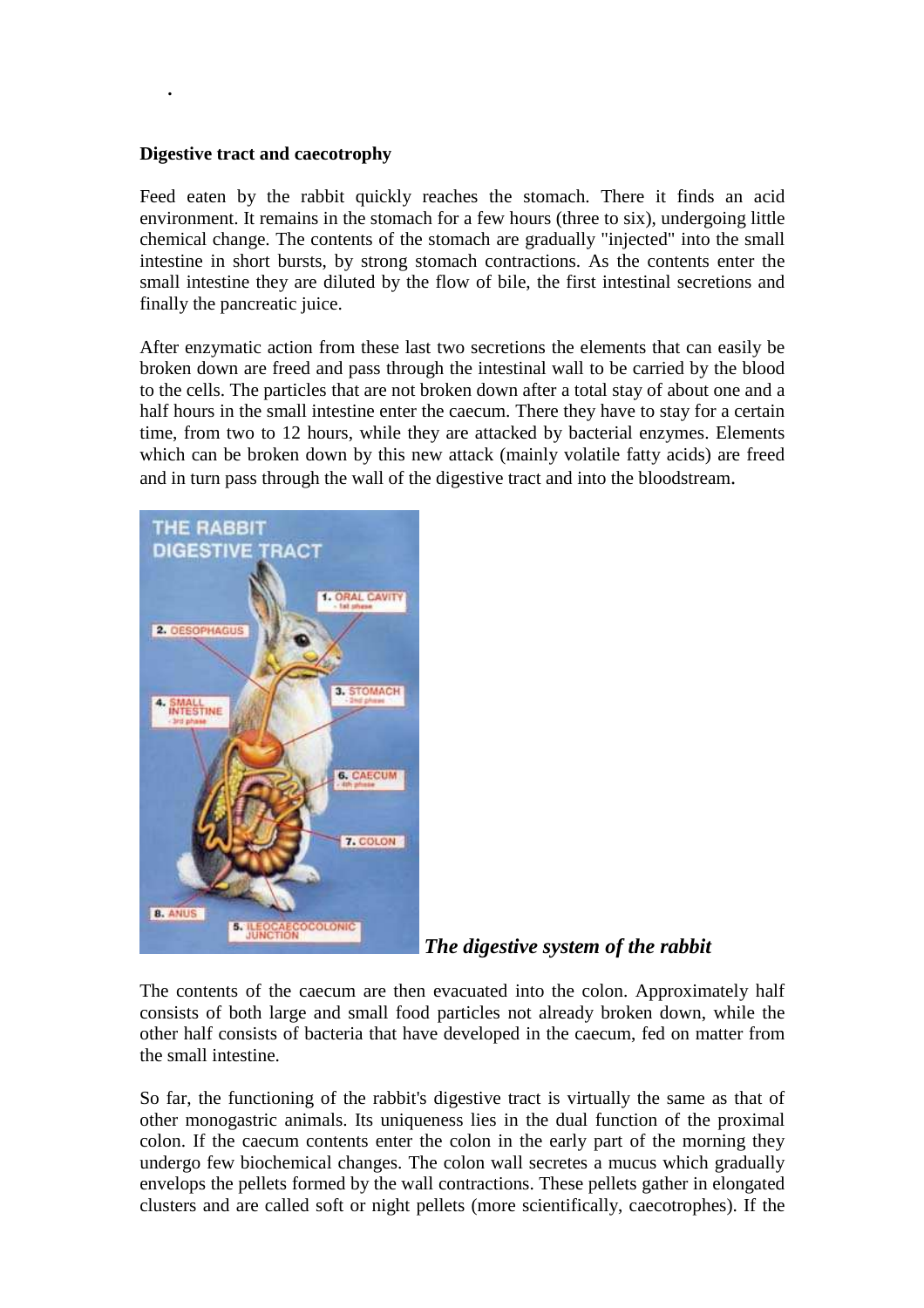## Digestive tract and caecotrophy

Feed eaten by the rabbit quickly reaches the stomach. There it finds an acid environment. It remains in the stomach for a few hours (three to six), undergoing little chemical change. The contents of the stomach are gradually "injected" into the small intestine in short bursts, by strong stomach contractions. As the contents enter the small intestine they are diluted by the flow of bile, the first intestinal secretions and finally the pancreatic juice.

After enzymatic action from these last two secretions the elements that can easily be broken down are freed and pass through the intestinal wall to be carried by the blood to the cells. The particles that are not broken down after a total stay of about one and a half hours in the small intestine enter the caecum. There they have to stay for a certain time, from two to 12 hours, while they are attacked by bacterial enzymes. Elements which can be broken down by this new attack (mainly volatile fatty acids) are freed and in turn pass through the wall of the digestive tract and into the bloodstream.

***The digestive system of the rabbit***

The contents of the caecum are then evacuated into the colon. Approximately half consists of both large and small food particles not already broken down, while the other half consists of bacteria that have developed in the caecum, fed on matter from the small intestine.

So far, the functioning of the rabbit's digestive tract is virtually the same as that of other monogastric animals. Its uniqueness lies in the dual function of the proximal colon. If the caecum contents enter the colon in the early part of the morning they undergo few biochemical changes. The colon wall secretes a mucus which gradually envelops the pellets formed by the wall contractions. These pellets gather in elongated clusters and are called soft or night pellets (more scientifically, caecotrophes). If the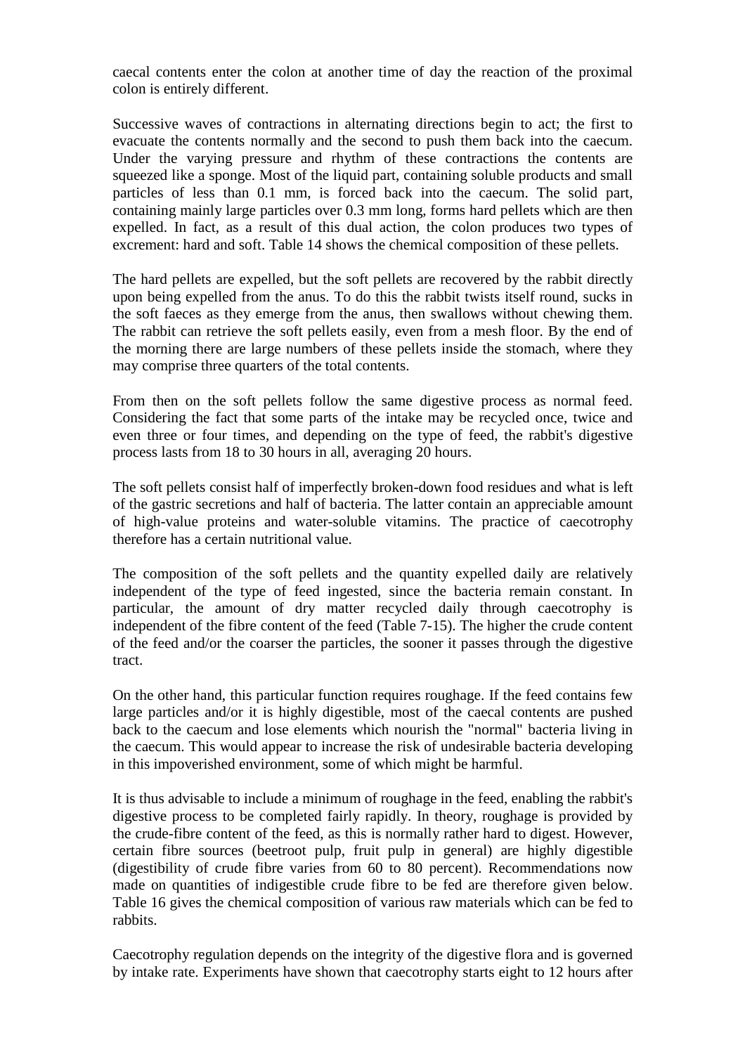caecal contents enter the colon at another time of day the reaction of the proximal colon is entirely different.

Successive waves of contractions in alternating directions begin to act; the first to evacuate the contents normally and the second to push them back into the caecum. Under the varying pressure and rhythm of these contractions the contents are squeezed like a sponge. Most of the liquid part, containing soluble products and small particles of less than 0.1 mm, is forced back into the caecum. The solid part, containing mainly large particles over 0.3 mm long, forms hard pellets which are then expelled. In fact, as a result of this dual action, the colon produces two types of excrement: hard and soft. Table 14 shows the chemical composition of these pellets.

The hard pellets are expelled, but the soft pellets are recovered by the rabbit directly upon being expelled from the anus. To do this the rabbit twists itself round, sucks in the soft faeces as they emerge from the anus, then swallows without chewing them. The rabbit can retrieve the soft pellets easily, even from a mesh floor. By the end of the morning there are large numbers of these pellets inside the stomach, where they may comprise three quarters of the total contents.

From then on the soft pellets follow the same digestive process as normal feed. Considering the fact that some parts of the intake may be recycled once, twice and even three or four times, and depending on the type of feed, the rabbit's digestive process lasts from 18 to 30 hours in all, averaging 20 hours.

The soft pellets consist half of imperfectly broken-down food residues and what is left of the gastric secretions and half of bacteria. The latter contain an appreciable amount of high-value proteins and water-soluble vitamins. The practice of caecotrophy therefore has a certain nutritional value.

The composition of the soft pellets and the quantity expelled daily are relatively independent of the type of feed ingested, since the bacteria remain constant. In particular, the amount of dry matter recycled daily through caecotrophy is independent of the fibre content of the feed (Table 7-15). The higher the crude content of the feed and/or the coarser the particles, the sooner it passes through the digestive tract.

On the other hand, this particular function requires roughage. If the feed contains few large particles and/or it is highly digestible, most of the caecal contents are pushed back to the caecum and lose elements which nourish the "normal" bacteria living in the caecum. This would appear to increase the risk of undesirable bacteria developing in this impoverished environment, some of which might be harmful.

It is thus advisable to include a minimum of roughage in the feed, enabling the rabbit's digestive process to be completed fairly rapidly. In theory, roughage is provided by the crude-fibre content of the feed, as this is normally rather hard to digest. However, certain fibre sources (beetroot pulp, fruit pulp in general) are highly digestible (digestibility of crude fibre varies from 60 to 80 percent). Recommendations now made on quantities of indigestible crude fibre to be fed are therefore given below. Table 16 gives the chemical composition of various raw materials which can be fed to rabbits.

Caecotrophy regulation depends on the integrity of the digestive flora and is governed by intake rate. Experiments have shown that caecotrophy starts eight to 12 hours after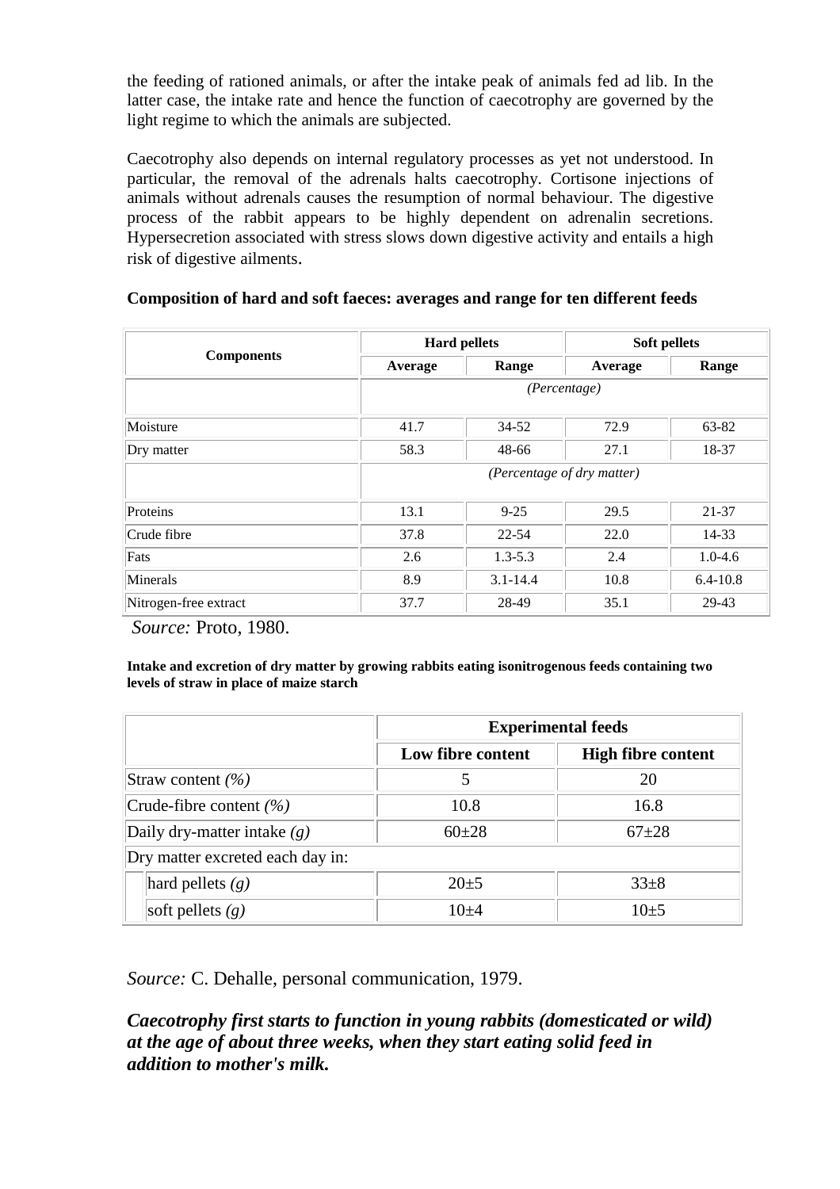the feeding of rationed animals, or after the intake peak of animals fed ad lib. In the latter case, the intake rate and hence the function of caecotrophy are governed by the light regime to which the animals are subjected.

Caecotrophy also depends on internal regulatory processes as yet not understood. In particular, the removal of the adrenals halts caecotrophy. Cortisone injections of animals without adrenals causes the resumption of normal behaviour. The digestive process of the rabbit appears to be highly dependent on adrenalin secretions. Hypersecretion associated with stress slows down digestive activity and entails a high risk of digestive ailments.

**Composition of hard and soft faeces: averages and range for ten different feeds**

| Components | Hard pellets | | Soft pellets | |
|---|---|---|---|---|
| | Average | Range | Average | Range |
| | *(Percentage)* | | | |
| Moisture | 41.7 | 34-52 | 72.9 | 63-82 |
| Dry matter | 58.3 | 48-66 | 27.1 | 18-37 |
| | *(Percentage of dry matter)* | | | |
| Proteins | 13.1 | 9-25 | 29.5 | 21-37 |
| Crude fibre | 37.8 | 22-54 | 22.0 | 14-33 |
| Fats | 2.6 | 1.3-5.3 | 2.4 | 1.0-4.6 |
| Minerals | 8.9 | 3.1-14.4 | 10.8 | 6.4-10.8 |
| Nitrogen-free extract | 37.7 | 28-49 | 35.1 | 29-43 |

*Source:* Proto, 1980.

**Intake and excretion of dry matter by growing rabbits eating isonitrogenous feeds containing two levels of straw in place of maize starch**

| | Experimental feeds | |
|---|---|---|
| | **Low fibre content** | **High fibre content** |
| Straw content *(%)* | 5 | 20 |
| Crude-fibre content *(%)* | 10.8 | 16.8 |
| Daily dry-matter intake *(g)* | 60±28 | 67±28 |
| Dry matter excreted each day in: | | |
| hard pellets *(g)* | 20±5 | 33±8 |
| soft pellets *(g)* | 10±4 | 10±5 |

*Source:* C. Dehalle, personal communication, 1979.

***Caecotrophy first starts to function in young rabbits (domesticated or wild) at the age of about three weeks, when they start eating solid feed in addition to mother's milk.***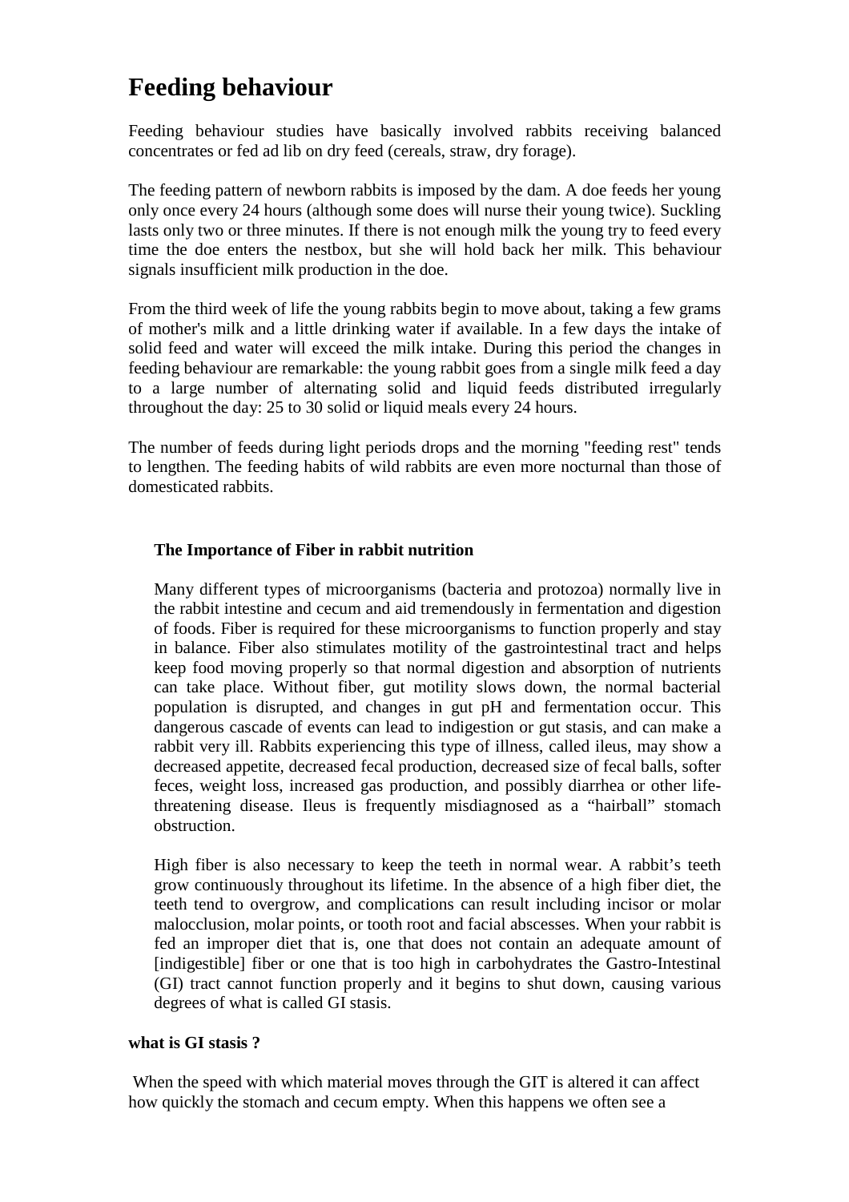# Feeding behaviour

Feeding behaviour studies have basically involved rabbits receiving balanced concentrates or fed ad lib on dry feed (cereals, straw, dry forage).

The feeding pattern of newborn rabbits is imposed by the dam. A doe feeds her young only once every 24 hours (although some does will nurse their young twice). Suckling lasts only two or three minutes. If there is not enough milk the young try to feed every time the doe enters the nestbox, but she will hold back her milk. This behaviour signals insufficient milk production in the doe.

From the third week of life the young rabbits begin to move about, taking a few grams of mother's milk and a little drinking water if available. In a few days the intake of solid feed and water will exceed the milk intake. During this period the changes in feeding behaviour are remarkable: the young rabbit goes from a single milk feed a day to a large number of alternating solid and liquid feeds distributed irregularly throughout the day: 25 to 30 solid or liquid meals every 24 hours.

The number of feeds during light periods drops and the morning "feeding rest" tends to lengthen. The feeding habits of wild rabbits are even more nocturnal than those of domesticated rabbits.

**The Importance of Fiber in rabbit nutrition**

Many different types of microorganisms (bacteria and protozoa) normally live in the rabbit intestine and cecum and aid tremendously in fermentation and digestion of foods. Fiber is required for these microorganisms to function properly and stay in balance. Fiber also stimulates motility of the gastrointestinal tract and helps keep food moving properly so that normal digestion and absorption of nutrients can take place. Without fiber, gut motility slows down, the normal bacterial population is disrupted, and changes in gut pH and fermentation occur. This dangerous cascade of events can lead to indigestion or gut stasis, and can make a rabbit very ill. Rabbits experiencing this type of illness, called ileus, may show a decreased appetite, decreased fecal production, decreased size of fecal balls, softer feces, weight loss, increased gas production, and possibly diarrhea or other life-threatening disease. Ileus is frequently misdiagnosed as a "hairball" stomach obstruction.

High fiber is also necessary to keep the teeth in normal wear. A rabbit's teeth grow continuously throughout its lifetime. In the absence of a high fiber diet, the teeth tend to overgrow, and complications can result including incisor or molar malocclusion, molar points, or tooth root and facial abscesses. When your rabbit is fed an improper diet that is, one that does not contain an adequate amount of [indigestible] fiber or one that is too high in carbohydrates the Gastro-Intestinal (GI) tract cannot function properly and it begins to shut down, causing various degrees of what is called GI stasis.

**what is GI stasis ?**

When the speed with which material moves through the GIT is altered it can affect how quickly the stomach and cecum empty. When this happens we often see a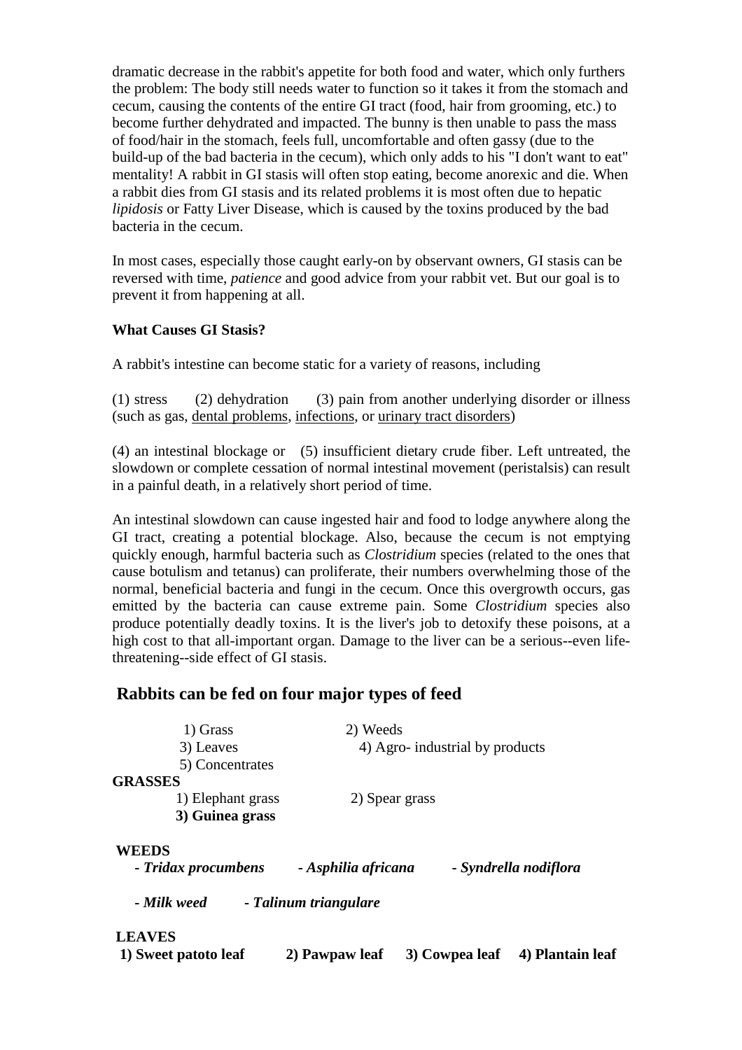dramatic decrease in the rabbit's appetite for both food and water, which only furthers the problem: The body still needs water to function so it takes it from the stomach and cecum, causing the contents of the entire GI tract (food, hair from grooming, etc.) to become further dehydrated and impacted. The bunny is then unable to pass the mass of food/hair in the stomach, feels full, uncomfortable and often gassy (due to the build-up of the bad bacteria in the cecum), which only adds to his "I don't want to eat" mentality! A rabbit in GI stasis will often stop eating, become anorexic and die. When a rabbit dies from GI stasis and its related problems it is most often due to hepatic *lipidosis* or Fatty Liver Disease, which is caused by the toxins produced by the bad bacteria in the cecum.

In most cases, especially those caught early-on by observant owners, GI stasis can be reversed with time, *patience* and good advice from your rabbit vet. But our goal is to prevent it from happening at all.

**What Causes GI Stasis?**

A rabbit's intestine can become static for a variety of reasons, including

(1) stress (2) dehydration (3) pain from another underlying disorder or illness (such as gas, dental problems, infections, or urinary tract disorders)

(4) an intestinal blockage or (5) insufficient dietary crude fiber. Left untreated, the slowdown or complete cessation of normal intestinal movement (peristalsis) can result in a painful death, in a relatively short period of time.

An intestinal slowdown can cause ingested hair and food to lodge anywhere along the GI tract, creating a potential blockage. Also, because the cecum is not emptying quickly enough, harmful bacteria such as *Clostridium* species (related to the ones that cause botulism and tetanus) can proliferate, their numbers overwhelming those of the normal, beneficial bacteria and fungi in the cecum. Once this overgrowth occurs, gas emitted by the bacteria can cause extreme pain. Some *Clostridium* species also produce potentially deadly toxins. It is the liver's job to detoxify these poisons, at a high cost to that all-important organ. Damage to the liver can be a serious--even life-threatening--side effect of GI stasis.

## Rabbits can be fed on four major types of feed

1) Grass 2) Weeds
3) Leaves 4) Agro- industrial by products
5) Concentrates

**GRASSES**

1) Elephant grass 2) Spear grass
**3) Guinea grass**

**WEEDS**

***- Tridax procumbens - Asphilia africana - Syndrella nodiflora***

***- Milk weed - Talinum triangulare***

**LEAVES**

**1) Sweet patoto leaf 2) Pawpaw leaf 3) Cowpea leaf 4) Plantain leaf**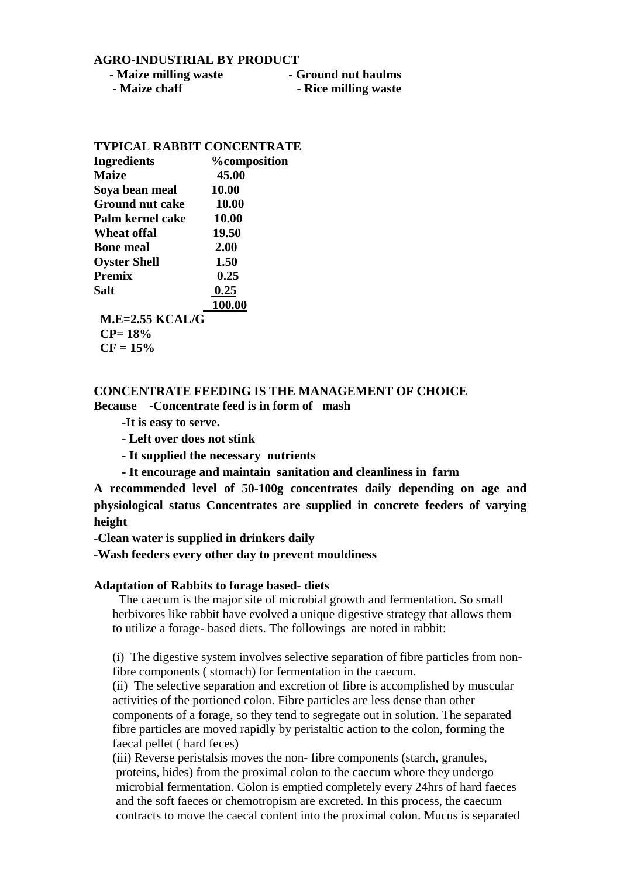**AGRO-INDUSTRIAL BY PRODUCT**

- **Maize milling waste**
- **Maize chaff**
- **Ground nut haulms**
- **Rice milling waste**

**TYPICAL RABBIT CONCENTRATE**

| Ingredients | %composition |
|---|---|
| Maize | 45.00 |
| Soya bean meal | 10.00 |
| Ground nut cake | 10.00 |
| Palm kernel cake | 10.00 |
| Wheat offal | 19.50 |
| Bone meal | 2.00 |
| Oyster Shell | 1.50 |
| Premix | 0.25 |
| Salt | 0.25 |
| | 100.00 |

**M.E=2.55 KCAL/G**
**CP= 18%**
**CF = 15%**

**CONCENTRATE FEEDING IS THE MANAGEMENT OF CHOICE**

**Because -Concentrate feed is in form of mash**

- **It is easy to serve.**
- **Left over does not stink**
- **It supplied the necessary nutrients**
- **It encourage and maintain sanitation and cleanliness in farm**

**A recommended level of 50-100g concentrates daily depending on age and physiological status Concentrates are supplied in concrete feeders of varying height**

**-Clean water is supplied in drinkers daily**

**-Wash feeders every other day to prevent mouldiness**

**Adaptation of Rabbits to forage based- diets**

The caecum is the major site of microbial growth and fermentation. So small herbivores like rabbit have evolved a unique digestive strategy that allows them to utilize a forage- based diets. The followings are noted in rabbit:

(i) The digestive system involves selective separation of fibre particles from non-fibre components ( stomach) for fermentation in the caecum.

(ii) The selective separation and excretion of fibre is accomplished by muscular activities of the portioned colon. Fibre particles are less dense than other components of a forage, so they tend to segregate out in solution. The separated fibre particles are moved rapidly by peristaltic action to the colon, forming the faecal pellet ( hard feces)

(iii) Reverse peristalsis moves the non- fibre components (starch, granules, proteins, hides) from the proximal colon to the caecum whore they undergo microbial fermentation. Colon is emptied completely every 24hrs of hard faeces and the soft faeces or chemotropism are excreted. In this process, the caecum contracts to move the caecal content into the proximal colon. Mucus is separated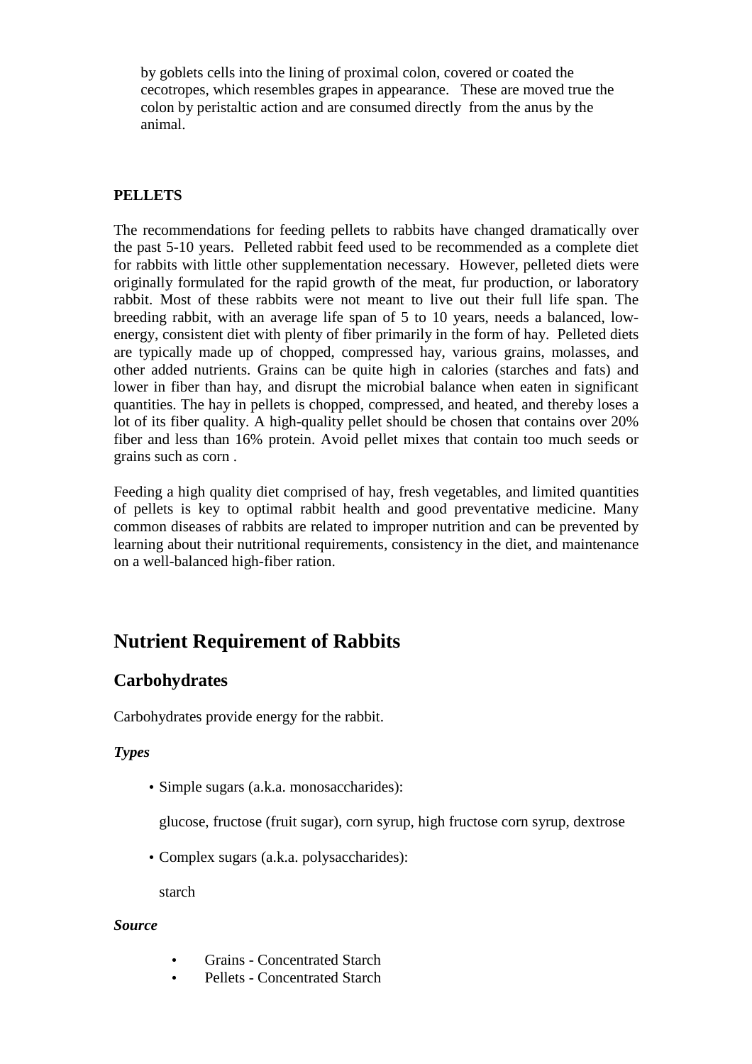by goblets cells into the lining of proximal colon, covered or coated the cecotropes, which resembles grapes in appearance. These are moved true the colon by peristaltic action and are consumed directly from the anus by the animal.

**PELLETS**

The recommendations for feeding pellets to rabbits have changed dramatically over the past 5-10 years. Pelleted rabbit feed used to be recommended as a complete diet for rabbits with little other supplementation necessary. However, pelleted diets were originally formulated for the rapid growth of the meat, fur production, or laboratory rabbit. Most of these rabbits were not meant to live out their full life span. The breeding rabbit, with an average life span of 5 to 10 years, needs a balanced, low-energy, consistent diet with plenty of fiber primarily in the form of hay. Pelleted diets are typically made up of chopped, compressed hay, various grains, molasses, and other added nutrients. Grains can be quite high in calories (starches and fats) and lower in fiber than hay, and disrupt the microbial balance when eaten in significant quantities. The hay in pellets is chopped, compressed, and heated, and thereby loses a lot of its fiber quality. A high-quality pellet should be chosen that contains over 20% fiber and less than 16% protein. Avoid pellet mixes that contain too much seeds or grains such as corn .

Feeding a high quality diet comprised of hay, fresh vegetables, and limited quantities of pellets is key to optimal rabbit health and good preventative medicine. Many common diseases of rabbits are related to improper nutrition and can be prevented by learning about their nutritional requirements, consistency in the diet, and maintenance on a well-balanced high-fiber ration.

# Nutrient Requirement of Rabbits

## Carbohydrates

Carbohydrates provide energy for the rabbit.

***Types***

- Simple sugars (a.k.a. monosaccharides):

  glucose, fructose (fruit sugar), corn syrup, high fructose corn syrup, dextrose

- Complex sugars (a.k.a. polysaccharides):

  starch

***Source***

- Grains - Concentrated Starch
- Pellets - Concentrated Starch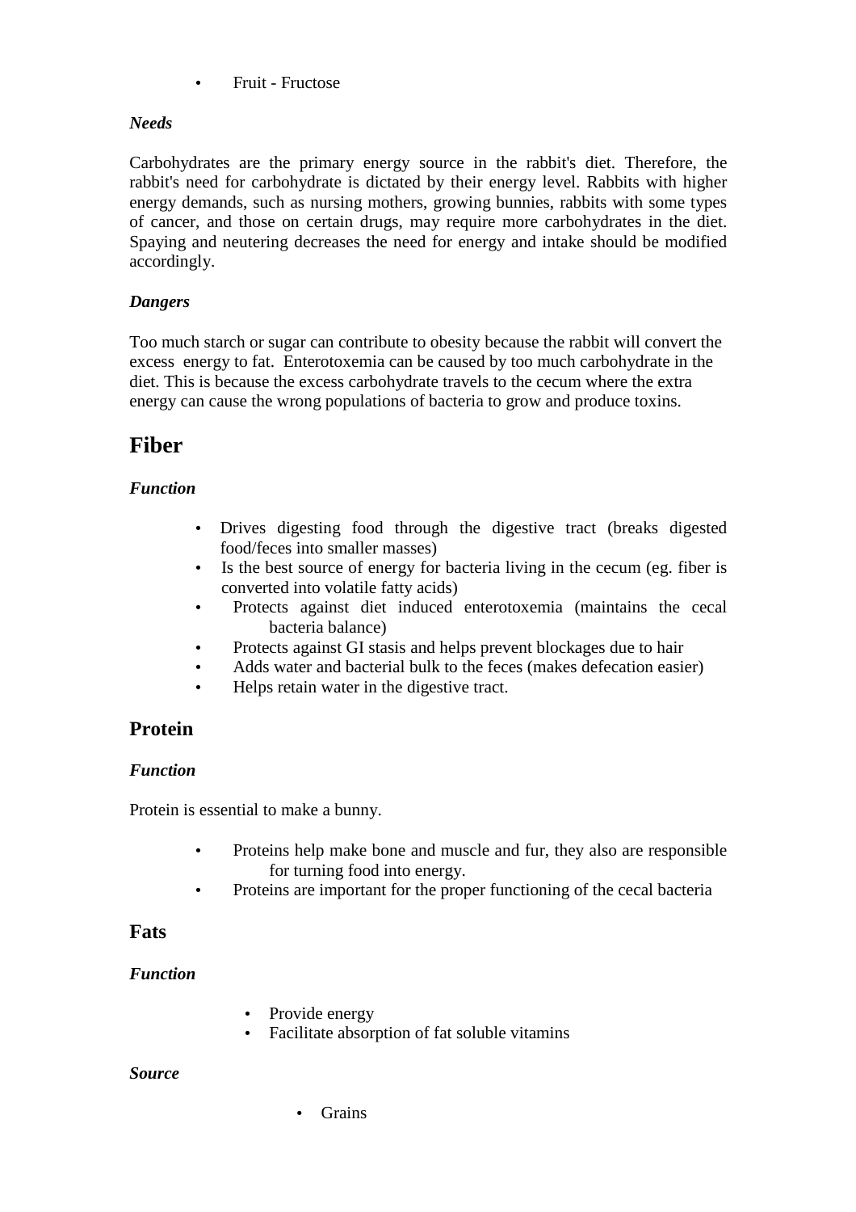- Fruit - Fructose

***Needs***

Carbohydrates are the primary energy source in the rabbit's diet. Therefore, the rabbit's need for carbohydrate is dictated by their energy level. Rabbits with higher energy demands, such as nursing mothers, growing bunnies, rabbits with some types of cancer, and those on certain drugs, may require more carbohydrates in the diet. Spaying and neutering decreases the need for energy and intake should be modified accordingly.

***Dangers***

Too much starch or sugar can contribute to obesity because the rabbit will convert the excess energy to fat. Enterotoxemia can be caused by too much carbohydrate in the diet. This is because the excess carbohydrate travels to the cecum where the extra energy can cause the wrong populations of bacteria to grow and produce toxins.

# Fiber

***Function***

- Drives digesting food through the digestive tract (breaks digested food/feces into smaller masses)
- Is the best source of energy for bacteria living in the cecum (eg. fiber is converted into volatile fatty acids)
- Protects against diet induced enterotoxemia (maintains the cecal bacteria balance)
- Protects against GI stasis and helps prevent blockages due to hair
- Adds water and bacterial bulk to the feces (makes defecation easier)
- Helps retain water in the digestive tract.

## Protein

***Function***

Protein is essential to make a bunny.

- Proteins help make bone and muscle and fur, they also are responsible for turning food into energy.
- Proteins are important for the proper functioning of the cecal bacteria

## Fats

***Function***

- Provide energy
- Facilitate absorption of fat soluble vitamins

***Source***

- Grains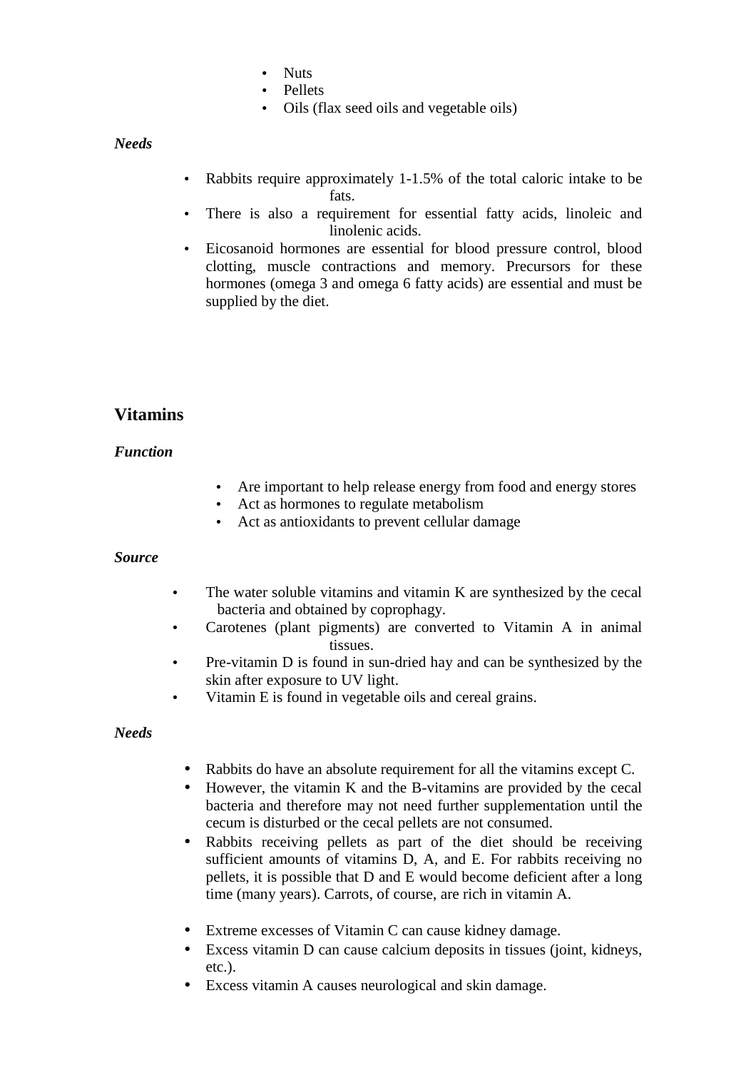- Nuts
- Pellets
- Oils (flax seed oils and vegetable oils)

***Needs***

- Rabbits require approximately 1-1.5% of the total caloric intake to be fats.
- There is also a requirement for essential fatty acids, linoleic and linolenic acids.
- Eicosanoid hormones are essential for blood pressure control, blood clotting, muscle contractions and memory. Precursors for these hormones (omega 3 and omega 6 fatty acids) are essential and must be supplied by the diet.

## Vitamins

***Function***

- Are important to help release energy from food and energy stores
- Act as hormones to regulate metabolism
- Act as antioxidants to prevent cellular damage

***Source***

- The water soluble vitamins and vitamin K are synthesized by the cecal bacteria and obtained by coprophagy.
- Carotenes (plant pigments) are converted to Vitamin A in animal tissues.
- Pre-vitamin D is found in sun-dried hay and can be synthesized by the skin after exposure to UV light.
- Vitamin E is found in vegetable oils and cereal grains.

***Needs***

- Rabbits do have an absolute requirement for all the vitamins except C.
- However, the vitamin K and the B-vitamins are provided by the cecal bacteria and therefore may not need further supplementation until the cecum is disturbed or the cecal pellets are not consumed.
- Rabbits receiving pellets as part of the diet should be receiving sufficient amounts of vitamins D, A, and E. For rabbits receiving no pellets, it is possible that D and E would become deficient after a long time (many years). Carrots, of course, are rich in vitamin A.

- Extreme excesses of Vitamin C can cause kidney damage.
- Excess vitamin D can cause calcium deposits in tissues (joint, kidneys, etc.).
- Excess vitamin A causes neurological and skin damage.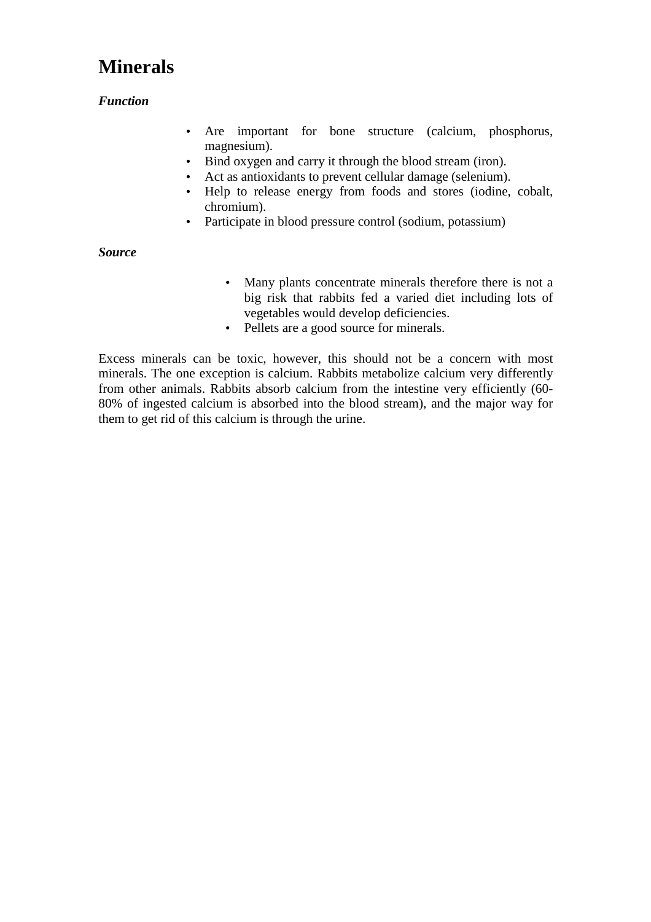# Minerals

***Function***

- Are important for bone structure (calcium, phosphorus, magnesium).
- Bind oxygen and carry it through the blood stream (iron).
- Act as antioxidants to prevent cellular damage (selenium).
- Help to release energy from foods and stores (iodine, cobalt, chromium).
- Participate in blood pressure control (sodium, potassium)

***Source***

- Many plants concentrate minerals therefore there is not a big risk that rabbits fed a varied diet including lots of vegetables would develop deficiencies.
- Pellets are a good source for minerals.

Excess minerals can be toxic, however, this should not be a concern with most minerals. The one exception is calcium. Rabbits metabolize calcium very differently from other animals. Rabbits absorb calcium from the intestine very efficiently (60-80% of ingested calcium is absorbed into the blood stream), and the major way for them to get rid of this calcium is through the urine.